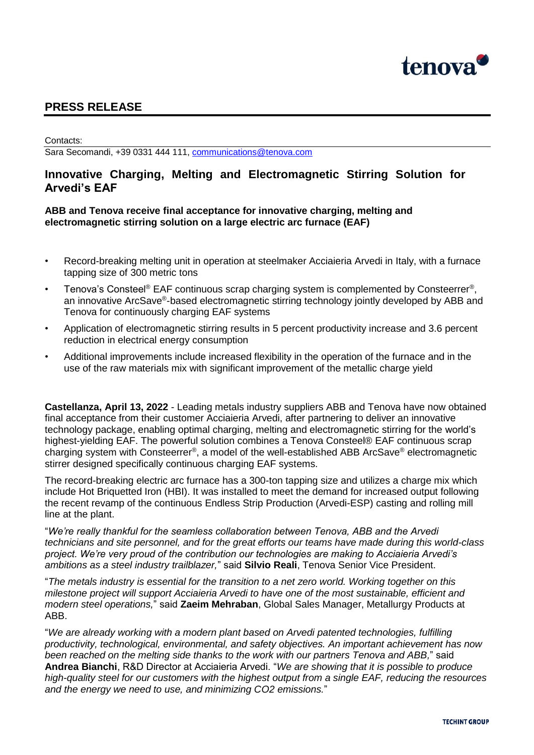## PRESS RELEASE

Contacts:
Sara Secomandi, +39 0331 444 111, communications@tenova.com

# Innovative Charging, Melting and Electromagnetic Stirring Solution for Arvedi's EAF

**ABB and Tenova receive final acceptance for innovative charging, melting and electromagnetic stirring solution on a large electric arc furnace (EAF)**

- Record-breaking melting unit in operation at steelmaker Acciaieria Arvedi in Italy, with a furnace tapping size of 300 metric tons
- Tenova's Consteel® EAF continuous scrap charging system is complemented by Consteerrer®, an innovative ArcSave®-based electromagnetic stirring technology jointly developed by ABB and Tenova for continuously charging EAF systems
- Application of electromagnetic stirring results in 5 percent productivity increase and 3.6 percent reduction in electrical energy consumption
- Additional improvements include increased flexibility in the operation of the furnace and in the use of the raw materials mix with significant improvement of the metallic charge yield

**Castellanza, April 13, 2022** - Leading metals industry suppliers ABB and Tenova have now obtained final acceptance from their customer Acciaieria Arvedi, after partnering to deliver an innovative technology package, enabling optimal charging, melting and electromagnetic stirring for the world's highest-yielding EAF. The powerful solution combines a Tenova Consteel® EAF continuous scrap charging system with Consteerrer®, a model of the well-established ABB ArcSave® electromagnetic stirrer designed specifically continuous charging EAF systems.

The record-breaking electric arc furnace has a 300-ton tapping size and utilizes a charge mix which include Hot Briquetted Iron (HBI). It was installed to meet the demand for increased output following the recent revamp of the continuous Endless Strip Production (Arvedi-ESP) casting and rolling mill line at the plant.

"*We're really thankful for the seamless collaboration between Tenova, ABB and the Arvedi technicians and site personnel, and for the great efforts our teams have made during this world-class project. We're very proud of the contribution our technologies are making to Acciaieria Arvedi's ambitions as a steel industry trailblazer,*" said **Silvio Reali**, Tenova Senior Vice President.

"*The metals industry is essential for the transition to a net zero world. Working together on this milestone project will support Acciaieria Arvedi to have one of the most sustainable, efficient and modern steel operations,*" said **Zaeim Mehraban**, Global Sales Manager, Metallurgy Products at ABB.

"*We are already working with a modern plant based on Arvedi patented technologies, fulfilling productivity, technological, environmental, and safety objectives. An important achievement has now been reached on the melting side thanks to the work with our partners Tenova and ABB,*" said **Andrea Bianchi**, R&D Director at Acciaieria Arvedi. "*We are showing that it is possible to produce high-quality steel for our customers with the highest output from a single EAF, reducing the resources and the energy we need to use, and minimizing CO2 emissions.*"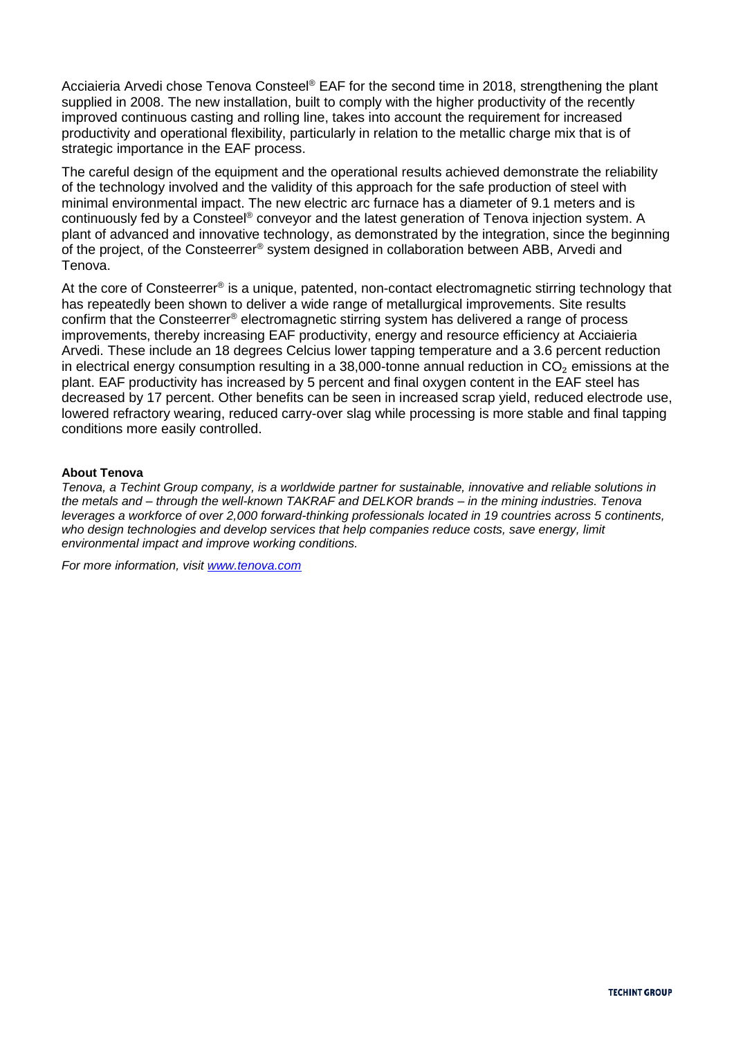Acciaieria Arvedi chose Tenova Consteel® EAF for the second time in 2018, strengthening the plant supplied in 2008. The new installation, built to comply with the higher productivity of the recently improved continuous casting and rolling line, takes into account the requirement for increased productivity and operational flexibility, particularly in relation to the metallic charge mix that is of strategic importance in the EAF process.

The careful design of the equipment and the operational results achieved demonstrate the reliability of the technology involved and the validity of this approach for the safe production of steel with minimal environmental impact. The new electric arc furnace has a diameter of 9.1 meters and is continuously fed by a Consteel® conveyor and the latest generation of Tenova injection system. A plant of advanced and innovative technology, as demonstrated by the integration, since the beginning of the project, of the Consteerrer® system designed in collaboration between ABB, Arvedi and Tenova.

At the core of Consteerrer® is a unique, patented, non-contact electromagnetic stirring technology that has repeatedly been shown to deliver a wide range of metallurgical improvements. Site results confirm that the Consteerrer® electromagnetic stirring system has delivered a range of process improvements, thereby increasing EAF productivity, energy and resource efficiency at Acciaieria Arvedi. These include an 18 degrees Celcius lower tapping temperature and a 3.6 percent reduction in electrical energy consumption resulting in a 38,000-tonne annual reduction in $CO_2$ emissions at the plant. EAF productivity has increased by 5 percent and final oxygen content in the EAF steel has decreased by 17 percent. Other benefits can be seen in increased scrap yield, reduced electrode use, lowered refractory wearing, reduced carry-over slag while processing is more stable and final tapping conditions more easily controlled.

**About Tenova**

*Tenova, a Techint Group company, is a worldwide partner for sustainable, innovative and reliable solutions in the metals and – through the well-known TAKRAF and DELKOR brands – in the mining industries. Tenova leverages a workforce of over 2,000 forward-thinking professionals located in 19 countries across 5 continents, who design technologies and develop services that help companies reduce costs, save energy, limit environmental impact and improve working conditions.*

*For more information, visit [www.tenova.com](http://www.tenova.com)*